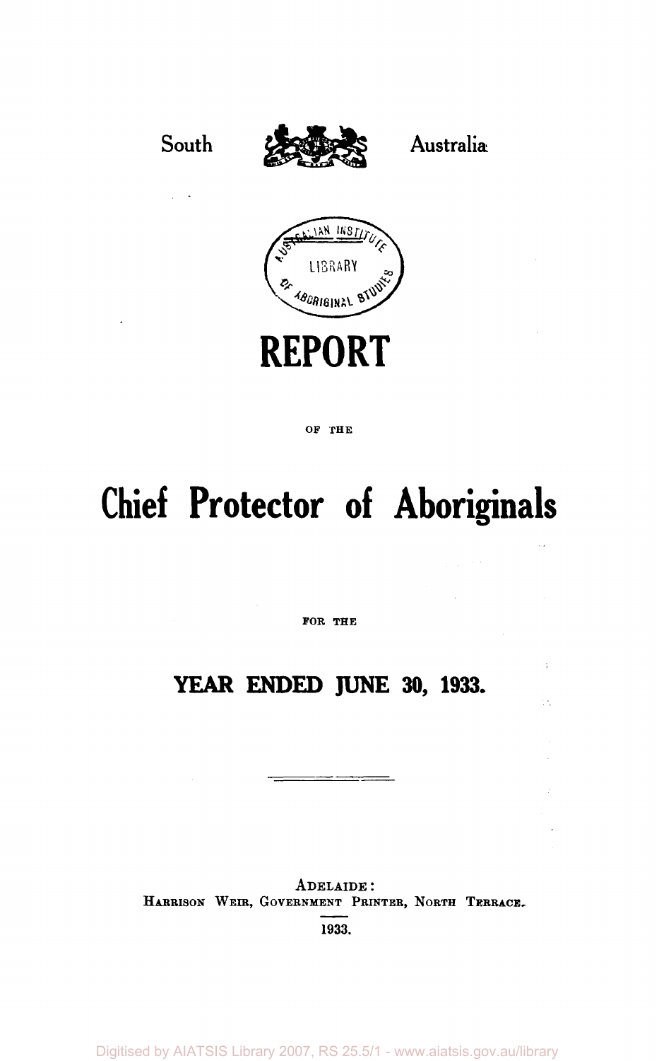South Australia

# REPORT

OF THE

# Chief Protector of Aboriginals

FOR THE

## YEAR ENDED JUNE 30, 1933.

ADELAIDE:
HARRISON WEIR, GOVERNMENT PRINTER, NORTH TERRACE.
1933.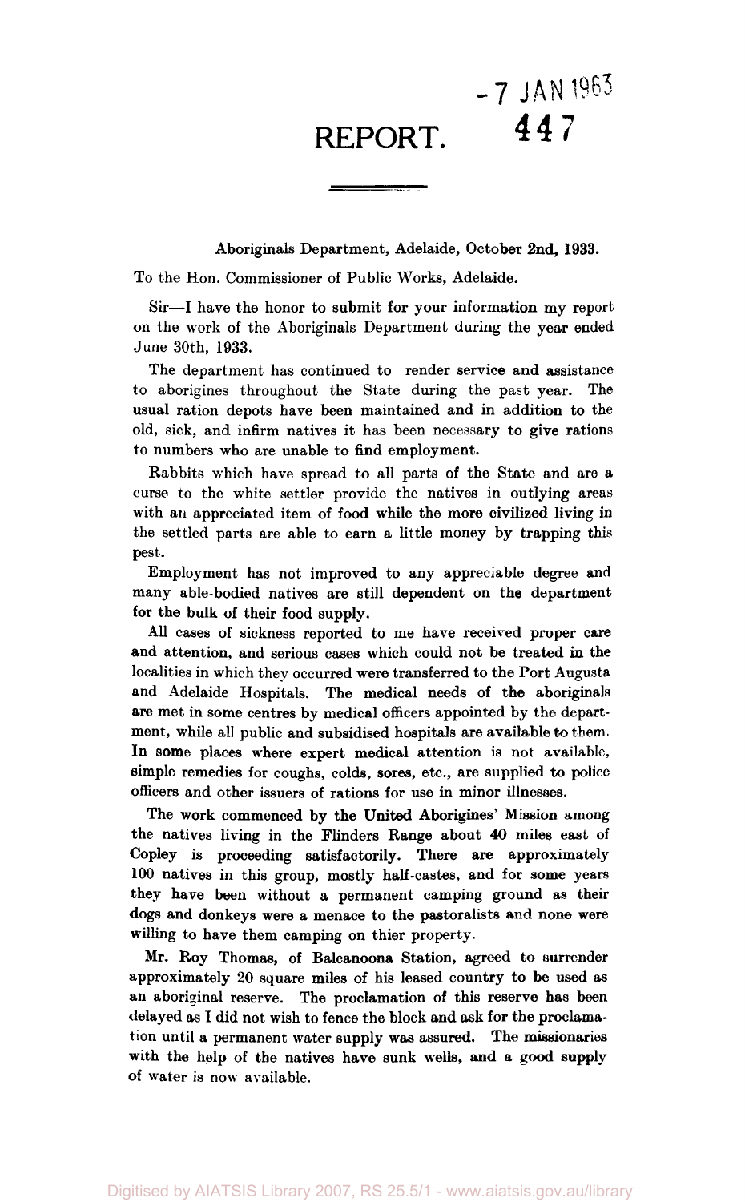-7 JAN 1963
447

# REPORT.

Aboriginals Department, Adelaide, October 2nd, 1933.

To the Hon. Commissioner of Public Works, Adelaide.

Sir—I have the honor to submit for your information my report on the work of the Aboriginals Department during the year ended June 30th, 1933.

The department has continued to render service and assistance to aborigines throughout the State during the past year. The usual ration depots have been maintained and in addition to the old, sick, and infirm natives it has been necessary to give rations to numbers who are unable to find employment.

Rabbits which have spread to all parts of the State and are a curse to the white settler provide the natives in outlying areas with an appreciated item of food while the more civilized living in the settled parts are able to earn a little money by trapping this pest.

Employment has not improved to any appreciable degree and many able-bodied natives are still dependent on the department for the bulk of their food supply.

All cases of sickness reported to me have received proper care and attention, and serious cases which could not be treated in the localities in which they occurred were transferred to the Port Augusta and Adelaide Hospitals. The medical needs of the aboriginals are met in some centres by medical officers appointed by the department, while all public and subsidised hospitals are available to them. In some places where expert medical attention is not available, simple remedies for coughs, colds, sores, etc., are supplied to police officers and other issuers of rations for use in minor illnesses.

The work commenced by the United Aborigines' Mission among the natives living in the Flinders Range about 40 miles east of Copley is proceeding satisfactorily. There are approximately 100 natives in this group, mostly half-castes, and for some years they have been without a permanent camping ground as their dogs and donkeys were a menace to the pastoralists and none were willing to have them camping on thier property.

Mr. Roy Thomas, of Balcanoona Station, agreed to surrender approximately 20 square miles of his leased country to be used as an aboriginal reserve. The proclamation of this reserve has been delayed as I did not wish to fence the block and ask for the proclamation until a permanent water supply was assured. The missionaries with the help of the natives have sunk wells, and a good supply of water is now available.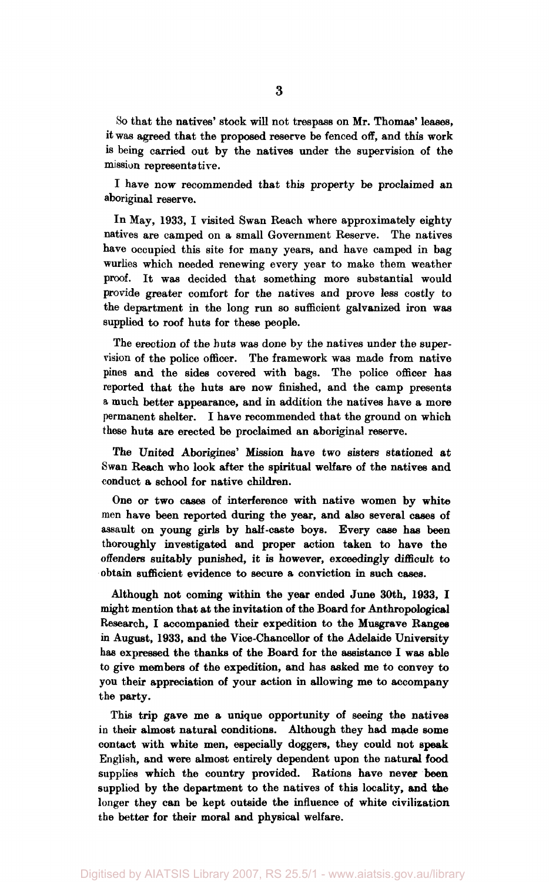So that the natives' stock will not trespass on Mr. Thomas' leases, it was agreed that the proposed reserve be fenced off, and this work is being carried out by the natives under the supervision of the mission representative.

I have now recommended that this property be proclaimed an aboriginal reserve.

In May, 1933, I visited Swan Reach where approximately eighty natives are camped on a small Government Reserve. The natives have occupied this site for many years, and have camped in bag wurlies which needed renewing every year to make them weather proof. It was decided that something more substantial would provide greater comfort for the natives and prove less costly to the department in the long run so sufficient galvanized iron was supplied to roof huts for these people.

The erection of the huts was done by the natives under the supervision of the police officer. The framework was made from native pines and the sides covered with bags. The police officer has reported that the huts are now finished, and the camp presents a much better appearance, and in addition the natives have a more permanent shelter. I have recommended that the ground on which these huts are erected be proclaimed an aboriginal reserve.

The United Aborigines' Mission have two sisters stationed at Swan Reach who look after the spiritual welfare of the natives and conduct a school for native children.

One or two cases of interference with native women by white men have been reported during the year, and also several cases of assault on young girls by half-caste boys. Every case has been thoroughly investigated and proper action taken to have the offenders suitably punished, it is however, exceedingly difficult to obtain sufficient evidence to secure a conviction in such cases.

Although not coming within the year ended June 30th, 1933, I might mention that at the invitation of the Board for Anthropological Research, I accompanied their expedition to the Musgrave Ranges in August, 1933, and the Vice-Chancellor of the Adelaide University has expressed the thanks of the Board for the assistance I was able to give members of the expedition, and has asked me to convey to you their appreciation of your action in allowing me to accompany the party.

This trip gave me a unique opportunity of seeing the natives in their almost natural conditions. Although they had made some contact with white men, especially doggers, they could not speak English, and were almost entirely dependent upon the natural food supplies which the country provided. Rations have never been supplied by the department to the natives of this locality, and the longer they can be kept outside the influence of white civilization the better for their moral and physical welfare.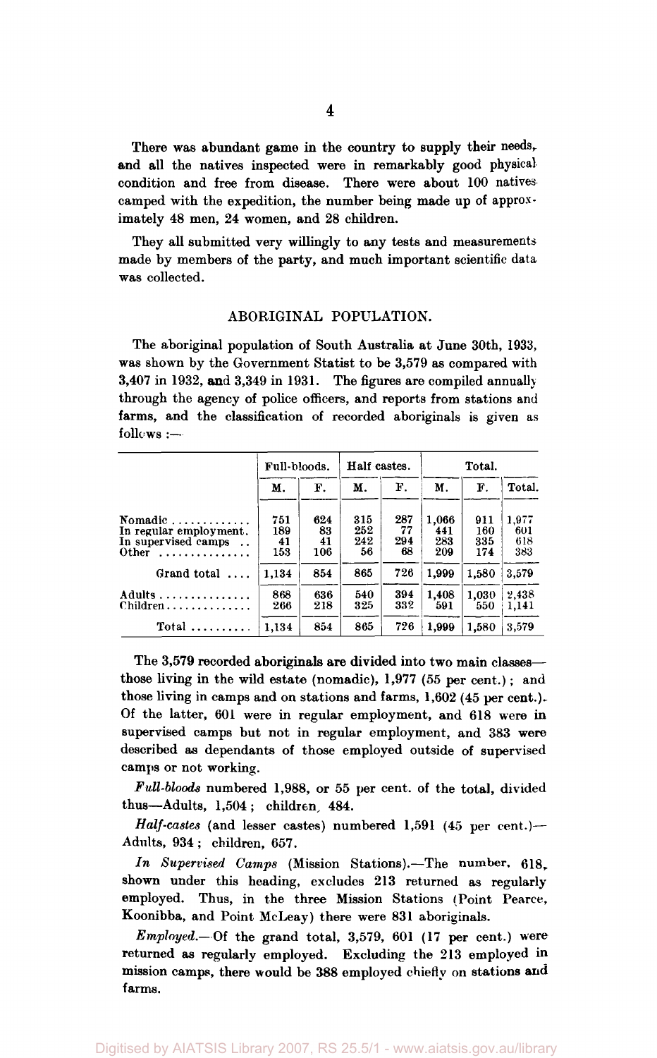There was abundant game in the country to supply their needs, and all the natives inspected were in remarkably good physical condition and free from disease. There were about 100 natives camped with the expedition, the number being made up of approximately 48 men, 24 women, and 28 children.

They all submitted very willingly to any tests and measurements made by members of the party, and much important scientific data was collected.

## ABORIGINAL POPULATION.

The aboriginal population of South Australia at June 30th, 1933, was shown by the Government Statist to be 3,579 as compared with 3,407 in 1932, and 3,349 in 1931. The figures are compiled annually through the agency of police officers, and reports from stations and farms, and the classification of recorded aboriginals is given as follows :—

| | Full-bloods. | | Half castes. | | Total. | | |
|---|---|---|---|---|---|---|---|
| | M. | F. | M. | F. | M. | F. | Total. |
| Nomadic | 751 | 624 | 315 | 287 | 1,066 | 911 | 1,977 |
| In regular employment. | 189 | 83 | 252 | 77 | 441 | 160 | 601 |
| In supervised camps | 41 | 41 | 242 | 294 | 283 | 335 | 618 |
| Other | 153 | 106 | 56 | 68 | 209 | 174 | 383 |
| Grand total | 1,134 | 854 | 865 | 726 | 1,999 | 1,580 | 3,579 |
| Adults | 868 | 636 | 540 | 394 | 1,408 | 1,030 | 2,438 |
| Children | 266 | 218 | 325 | 332 | 591 | 550 | 1,141 |
| Total | 1,134 | 854 | 865 | 726 | 1,999 | 1,580 | 3,579 |

The 3,579 recorded aboriginals are divided into two main classes—those living in the wild estate (nomadic), 1,977 (55 per cent.); and those living in camps and on stations and farms, 1,602 (45 per cent.). Of the latter, 601 were in regular employment, and 618 were in supervised camps but not in regular employment, and 383 were described as dependants of those employed outside of supervised camps or not working.

*Full-bloods* numbered 1,988, or 55 per cent. of the total, divided thus—Adults, 1,504; children, 484.

*Half-castes* (and lesser castes) numbered 1,591 (45 per cent.)—Adults, 934; children, 657.

*In Supervised Camps* (Mission Stations).—The number, 618, shown under this heading, excludes 213 returned as regularly employed. Thus, in the three Mission Stations (Point Pearce, Koonibba, and Point McLeay) there were 831 aboriginals.

*Employed.*—Of the grand total, 3,579, 601 (17 per cent.) were returned as regularly employed. Excluding the 213 employed in mission camps, there would be 388 employed chiefly on stations and farms.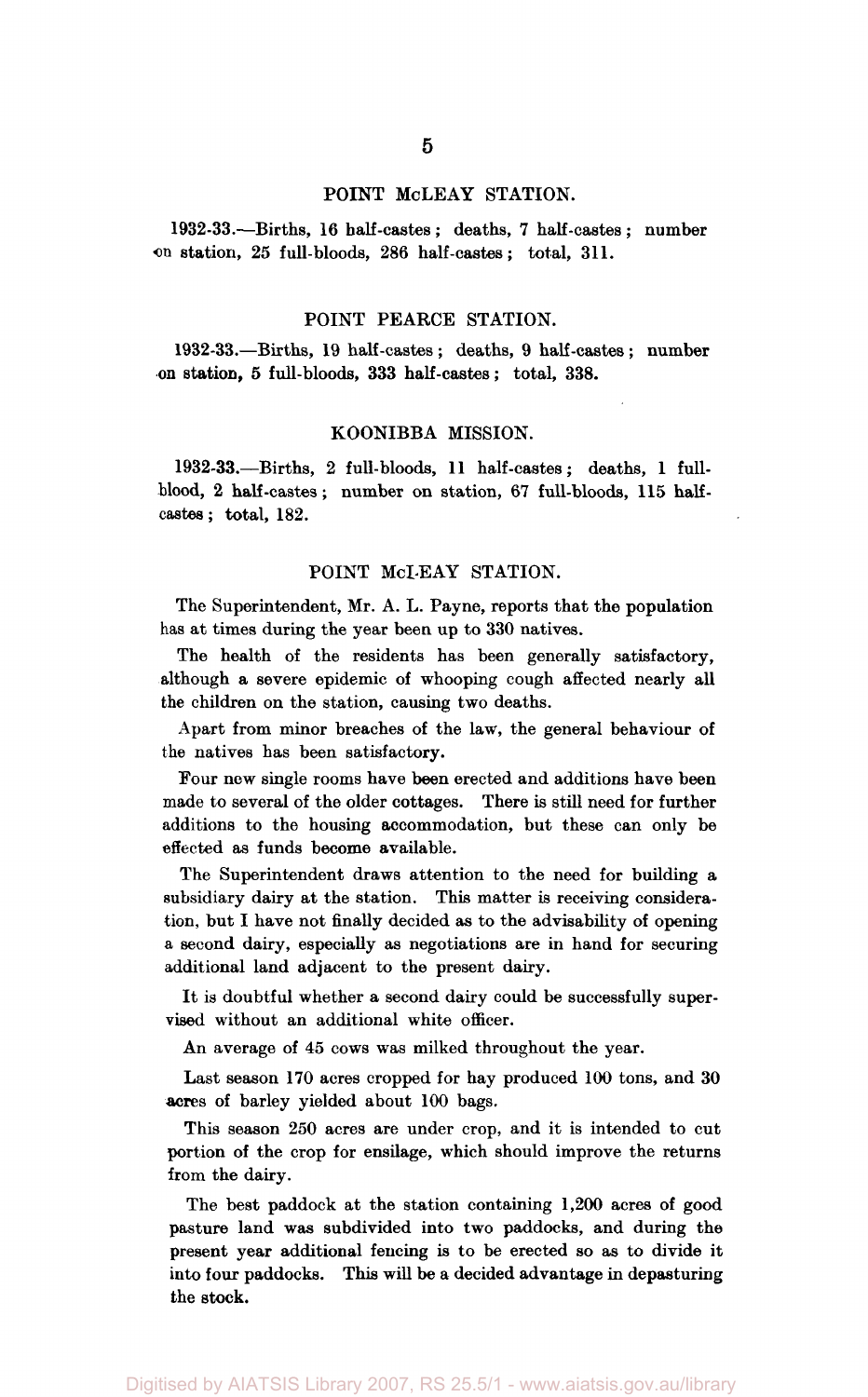## POINT McLEAY STATION.

1932-33.—Births, 16 half-castes; deaths, 7 half-castes; number on station, 25 full-bloods, 286 half-castes; total, 311.

## POINT PEARCE STATION.

1932-33.—Births, 19 half-castes; deaths, 9 half-castes; number on station, 5 full-bloods, 333 half-castes; total, 338.

## KOONIBBA MISSION.

1932-33.—Births, 2 full-bloods, 11 half-castes; deaths, 1 full-blood, 2 half-castes; number on station, 67 full-bloods, 115 half-castes; total, 182.

## POINT McLEAY STATION.

The Superintendent, Mr. A. L. Payne, reports that the population has at times during the year been up to 330 natives.

The health of the residents has been generally satisfactory, although a severe epidemic of whooping cough affected nearly all the children on the station, causing two deaths.

Apart from minor breaches of the law, the general behaviour of the natives has been satisfactory.

Four new single rooms have been erected and additions have been made to several of the older cottages. There is still need for further additions to the housing accommodation, but these can only be effected as funds become available.

The Superintendent draws attention to the need for building a subsidiary dairy at the station. This matter is receiving consideration, but I have not finally decided as to the advisability of opening a second dairy, especially as negotiations are in hand for securing additional land adjacent to the present dairy.

It is doubtful whether a second dairy could be successfully supervised without an additional white officer.

An average of 45 cows was milked throughout the year.

Last season 170 acres cropped for hay produced 100 tons, and 30 acres of barley yielded about 100 bags.

This season 250 acres are under crop, and it is intended to cut portion of the crop for ensilage, which should improve the returns from the dairy.

The best paddock at the station containing 1,200 acres of good pasture land was subdivided into two paddocks, and during the present year additional fencing is to be erected so as to divide it into four paddocks. This will be a decided advantage in depasturing the stock.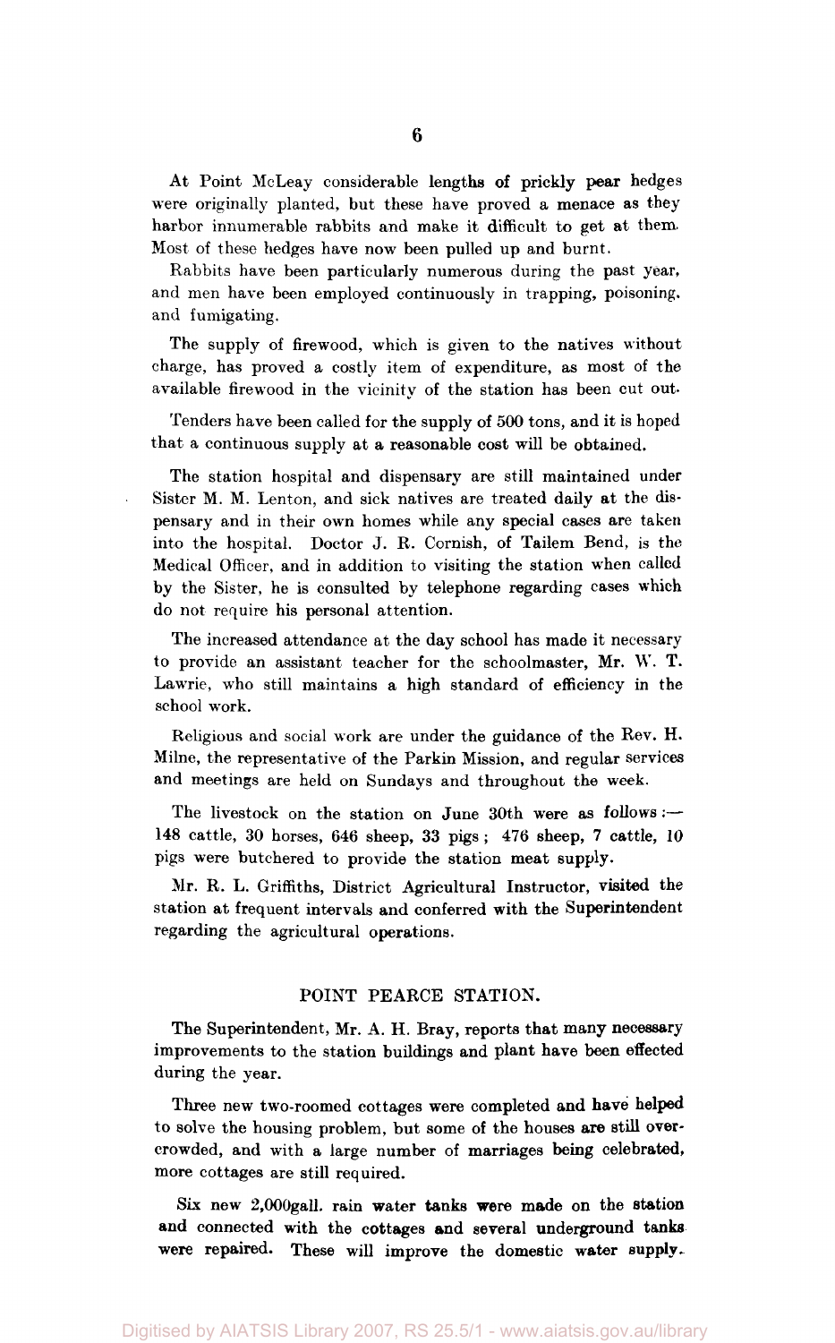At Point McLeay considerable lengths of prickly pear hedges were originally planted, but these have proved a menace as they harbor innumerable rabbits and make it difficult to get at them. Most of these hedges have now been pulled up and burnt.

Rabbits have been particularly numerous during the past year, and men have been employed continuously in trapping, poisoning, and fumigating.

The supply of firewood, which is given to the natives without charge, has proved a costly item of expenditure, as most of the available firewood in the vicinity of the station has been cut out.

Tenders have been called for the supply of 500 tons, and it is hoped that a continuous supply at a reasonable cost will be obtained.

The station hospital and dispensary are still maintained under Sister M. M. Lenton, and sick natives are treated daily at the dispensary and in their own homes while any special cases are taken into the hospital. Doctor J. R. Cornish, of Tailem Bend, is the Medical Officer, and in addition to visiting the station when called by the Sister, he is consulted by telephone regarding cases which do not require his personal attention.

The increased attendance at the day school has made it necessary to provide an assistant teacher for the schoolmaster, Mr. W. T. Lawrie, who still maintains a high standard of efficiency in the school work.

Religious and social work are under the guidance of the Rev. H. Milne, the representative of the Parkin Mission, and regular services and meetings are held on Sundays and throughout the week.

The livestock on the station on June 30th were as follows:—148 cattle, 30 horses, 646 sheep, 33 pigs; 476 sheep, 7 cattle, 10 pigs were butchered to provide the station meat supply.

Mr. R. L. Griffiths, District Agricultural Instructor, visited the station at frequent intervals and conferred with the Superintendent regarding the agricultural operations.

## POINT PEARCE STATION.

The Superintendent, Mr. A. H. Bray, reports that many necessary improvements to the station buildings and plant have been effected during the year.

Three new two-roomed cottages were completed and have helped to solve the housing problem, but some of the houses are still overcrowded, and with a large number of marriages being celebrated, more cottages are still required.

Six new 2,000gall. rain water tanks were made on the station and connected with the cottages and several underground tanks were repaired. These will improve the domestic water supply.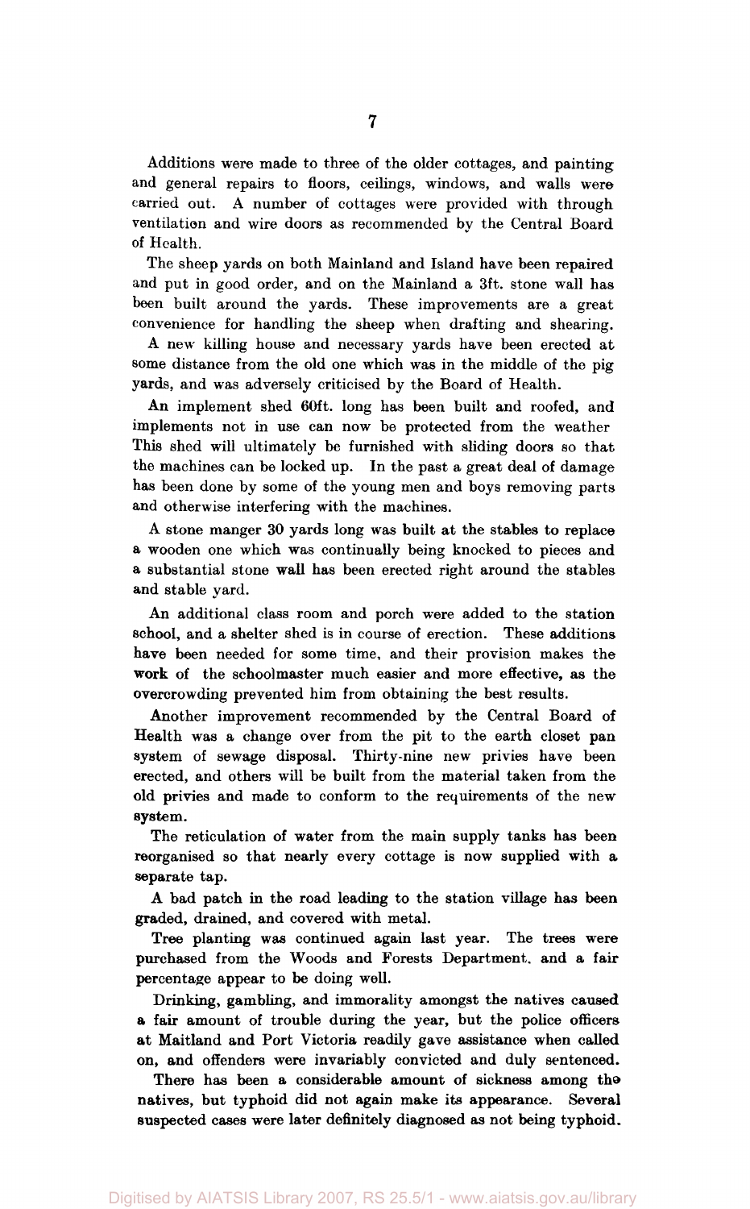Additions were made to three of the older cottages, and painting and general repairs to floors, ceilings, windows, and walls were carried out. A number of cottages were provided with through ventilation and wire doors as recommended by the Central Board of Health.

The sheep yards on both Mainland and Island have been repaired and put in good order, and on the Mainland a 3ft. stone wall has been built around the yards. These improvements are a great convenience for handling the sheep when drafting and shearing.

A new killing house and necessary yards have been erected at some distance from the old one which was in the middle of the pig yards, and was adversely criticised by the Board of Health.

An implement shed 60ft. long has been built and roofed, and implements not in use can now be protected from the weather This shed will ultimately be furnished with sliding doors so that the machines can be locked up. In the past a great deal of damage has been done by some of the young men and boys removing parts and otherwise interfering with the machines.

A stone manger 30 yards long was built at the stables to replace a wooden one which was continually being knocked to pieces and a substantial stone wall has been erected right around the stables and stable yard.

An additional class room and porch were added to the station school, and a shelter shed is in course of erection. These additions have been needed for some time, and their provision makes the work of the schoolmaster much easier and more effective, as the overcrowding prevented him from obtaining the best results.

Another improvement recommended by the Central Board of Health was a change over from the pit to the earth closet pan system of sewage disposal. Thirty-nine new privies have been erected, and others will be built from the material taken from the old privies and made to conform to the requirements of the new system.

The reticulation of water from the main supply tanks has been reorganised so that nearly every cottage is now supplied with a separate tap.

A bad patch in the road leading to the station village has been graded, drained, and covered with metal.

Tree planting was continued again last year. The trees were purchased from the Woods and Forests Department. and a fair percentage appear to be doing well.

Drinking, gambling, and immorality amongst the natives caused a fair amount of trouble during the year, but the police officers at Maitland and Port Victoria readily gave assistance when called on, and offenders were invariably convicted and duly sentenced.

There has been a considerable amount of sickness among the natives, but typhoid did not again make its appearance. Several suspected cases were later definitely diagnosed as not being typhoid.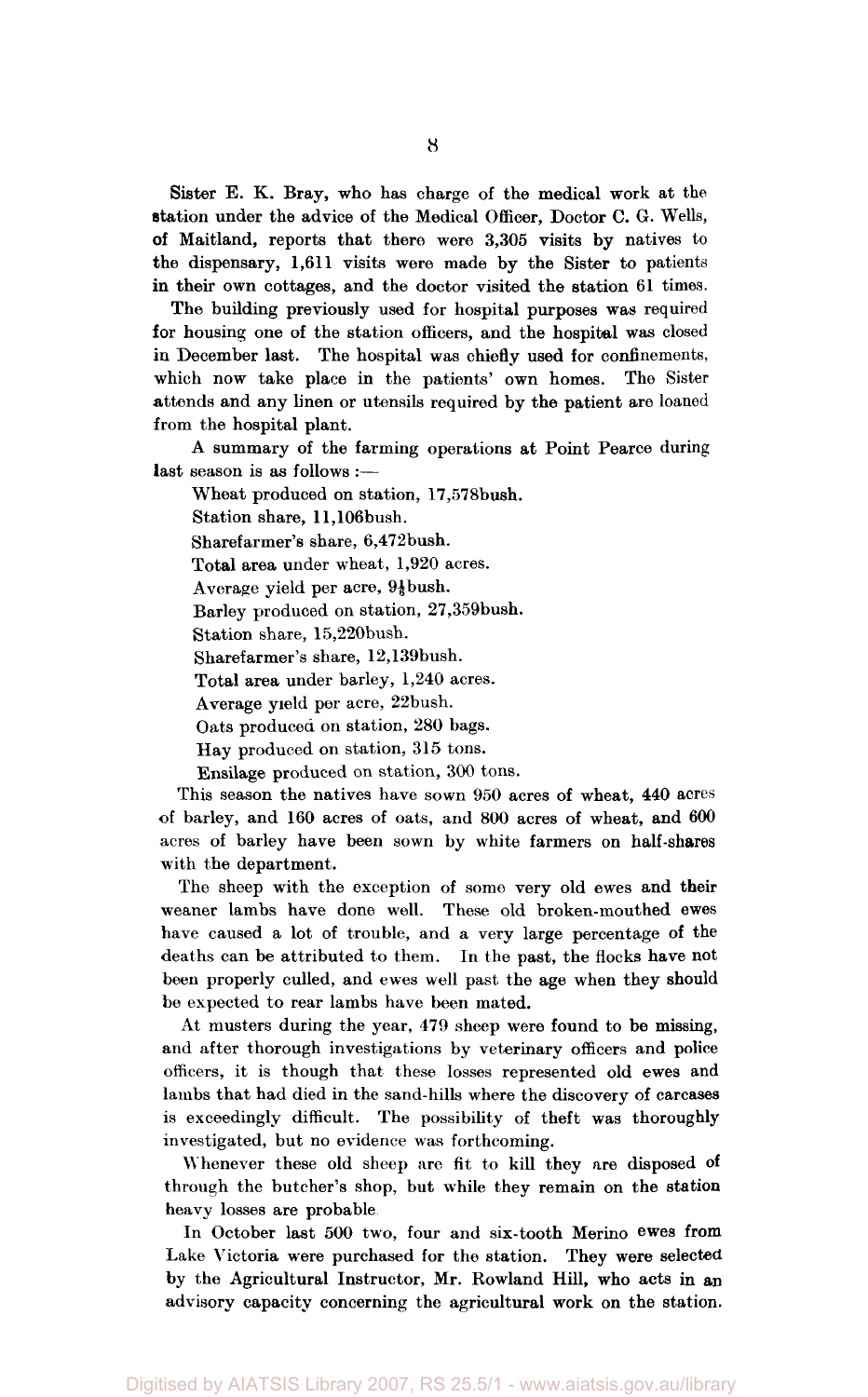Sister E. K. Bray, who has charge of the medical work at the station under the advice of the Medical Officer, Doctor C. G. Wells, of Maitland, reports that there were 3,305 visits by natives to the dispensary, 1,611 visits were made by the Sister to patients in their own cottages, and the doctor visited the station 61 times.

The building previously used for hospital purposes was required for housing one of the station officers, and the hospital was closed in December last. The hospital was chiefly used for confinements, which now take place in the patients' own homes. The Sister attends and any linen or utensils required by the patient are loaned from the hospital plant.

A summary of the farming operations at Point Pearce during last season is as follows :—

Wheat produced on station, 17,578bush.
Station share, 11,106bush.
Sharefarmer's share, 6,472bush.
Total area under wheat, 1,920 acres.
Average yield per acre, 9⅛bush.
Barley produced on station, 27,359bush.
Station share, 15,220bush.
Sharefarmer's share, 12,139bush.
Total area under barley, 1,240 acres.
Average yield per acre, 22bush.
Oats produced on station, 280 bags.
Hay produced on station, 315 tons.
Ensilage produced on station, 300 tons.

This season the natives have sown 950 acres of wheat, 440 acres of barley, and 160 acres of oats, and 800 acres of wheat, and 600 acres of barley have been sown by white farmers on half-shares with the department.

The sheep with the exception of some very old ewes and their weaner lambs have done well. These old broken-mouthed ewes have caused a lot of trouble, and a very large percentage of the deaths can be attributed to them. In the past, the flocks have not been properly culled, and ewes well past the age when they should be expected to rear lambs have been mated.

At musters during the year, 479 sheep were found to be missing, and after thorough investigations by veterinary officers and police officers, it is though that these losses represented old ewes and lambs that had died in the sand-hills where the discovery of carcases is exceedingly difficult. The possibility of theft was thoroughly investigated, but no evidence was forthcoming.

Whenever these old sheep are fit to kill they are disposed of through the butcher's shop, but while they remain on the station heavy losses are probable.

In October last 500 two, four and six-tooth Merino ewes from Lake Victoria were purchased for the station. They were selected by the Agricultural Instructor, Mr. Rowland Hill, who acts in an advisory capacity concerning the agricultural work on the station.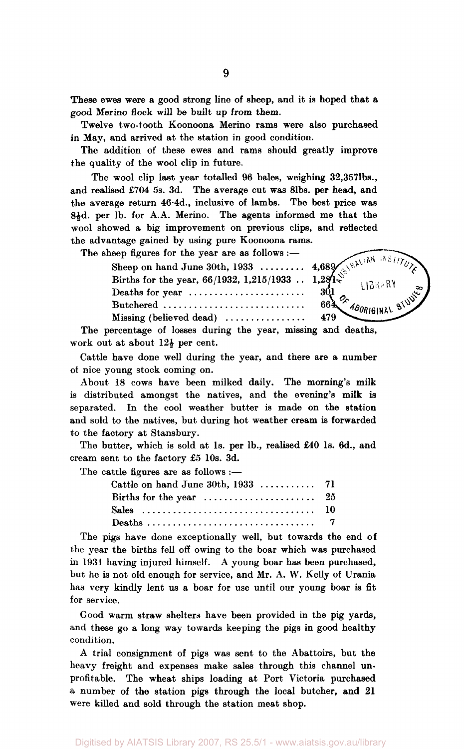These ewes were a good strong line of sheep, and it is hoped that a good Merino flock will be built up from them.

Twelve two-tooth Koonoona Merino rams were also purchased in May, and arrived at the station in good condition.

The addition of these ewes and rams should greatly improve the quality of the wool clip in future.

The wool clip last year totalled 96 bales, weighing 32,357lbs., and realised £704 5s. 3d. The average cut was 8lbs. per head, and the average return 46·4d., inclusive of lambs. The best price was 8½d. per lb. for A.A. Merino. The agents informed me that the wool showed a big improvement on previous clips, and reflected the advantage gained by using pure Koonoona rams.

The sheep figures for the year are as follows :—

| | |
|---|---|
| Sheep on hand June 30th, 1933 | 4,689 |
| Births for the year, 66/1932, 1,215/1933 | 1,281 |
| Deaths for year | 301 |
| Butchered | 664 |
| Missing (believed dead) | 479 |

The percentage of losses during the year, missing and deaths, work out at about 12½ per cent.

Cattle have done well during the year, and there are a number of nice young stock coming on.

About 18 cows have been milked daily. The morning's milk is distributed amongst the natives, and the evening's milk is separated. In the cool weather butter is made on the station and sold to the natives, but during hot weather cream is forwarded to the factory at Stansbury.

The butter, which is sold at 1s. per lb., realised £40 1s. 6d., and cream sent to the factory £5 10s. 3d.

The cattle figures are as follows :—

| | |
|---|---|
| Cattle on hand June 30th, 1933 | 71 |
| Births for the year | 25 |
| Sales | 10 |
| Deaths | 7 |

The pigs have done exceptionally well, but towards the end of the year the births fell off owing to the boar which was purchased in 1931 having injured himself. A young boar has been purchased, but he is not old enough for service, and Mr. A. W. Kelly of Urania has very kindly lent us a boar for use until our young boar is fit for service.

Good warm straw shelters have been provided in the pig yards, and these go a long way towards keeping the pigs in good healthy condition.

A trial consignment of pigs was sent to the Abattoirs, but the heavy freight and expenses make sales through this channel unprofitable. The wheat ships loading at Port Victoria purchased a number of the station pigs through the local butcher, and 21 were killed and sold through the station meat shop.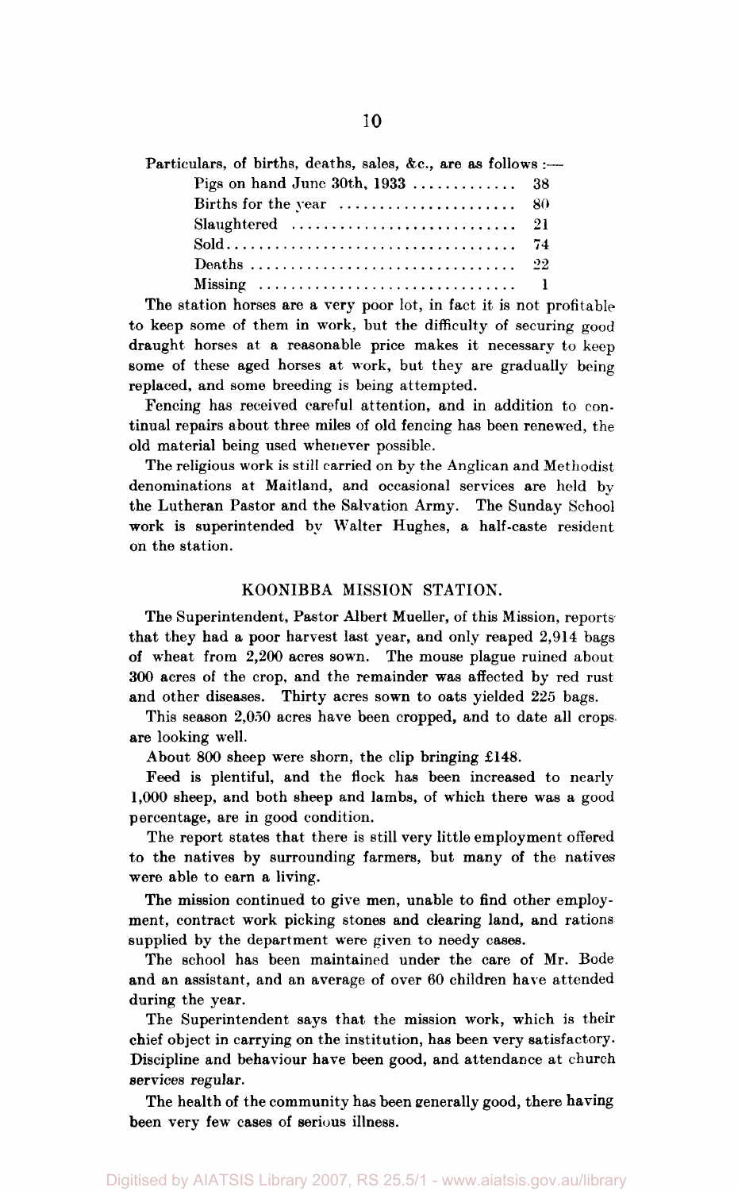Particulars, of births, deaths, sales, &c., are as follows :—

| | |
|---|---|
| Pigs on hand June 30th, 1933 | 38 |
| Births for the year | 80 |
| Slaughtered | 21 |
| Sold | 74 |
| Deaths | 22 |
| Missing | 1 |

The station horses are a very poor lot, in fact it is not profitable to keep some of them in work, but the difficulty of securing good draught horses at a reasonable price makes it necessary to keep some of these aged horses at work, but they are gradually being replaced, and some breeding is being attempted.

Fencing has received careful attention, and in addition to continual repairs about three miles of old fencing has been renewed, the old material being used whenever possible.

The religious work is still carried on by the Anglican and Methodist denominations at Maitland, and occasional services are held by the Lutheran Pastor and the Salvation Army. The Sunday School work is superintended by Walter Hughes, a half-caste resident on the station.

## KOONIBBA MISSION STATION.

The Superintendent, Pastor Albert Mueller, of this Mission, reports that they had a poor harvest last year, and only reaped 2,914 bags of wheat from 2,200 acres sown. The mouse plague ruined about 300 acres of the crop, and the remainder was affected by red rust and other diseases. Thirty acres sown to oats yielded 225 bags.

This season 2,050 acres have been cropped, and to date all crops are looking well.

About 800 sheep were shorn, the clip bringing £148.

Feed is plentiful, and the flock has been increased to nearly 1,000 sheep, and both sheep and lambs, of which there was a good percentage, are in good condition.

The report states that there is still very little employment offered to the natives by surrounding farmers, but many of the natives were able to earn a living.

The mission continued to give men, unable to find other employment, contract work picking stones and clearing land, and rations supplied by the department were given to needy cases.

The school has been maintained under the care of Mr. Bode and an assistant, and an average of over 60 children have attended during the year.

The Superintendent says that the mission work, which is their chief object in carrying on the institution, has been very satisfactory. Discipline and behaviour have been good, and attendance at church services regular.

The health of the community has been generally good, there having been very few cases of serious illness.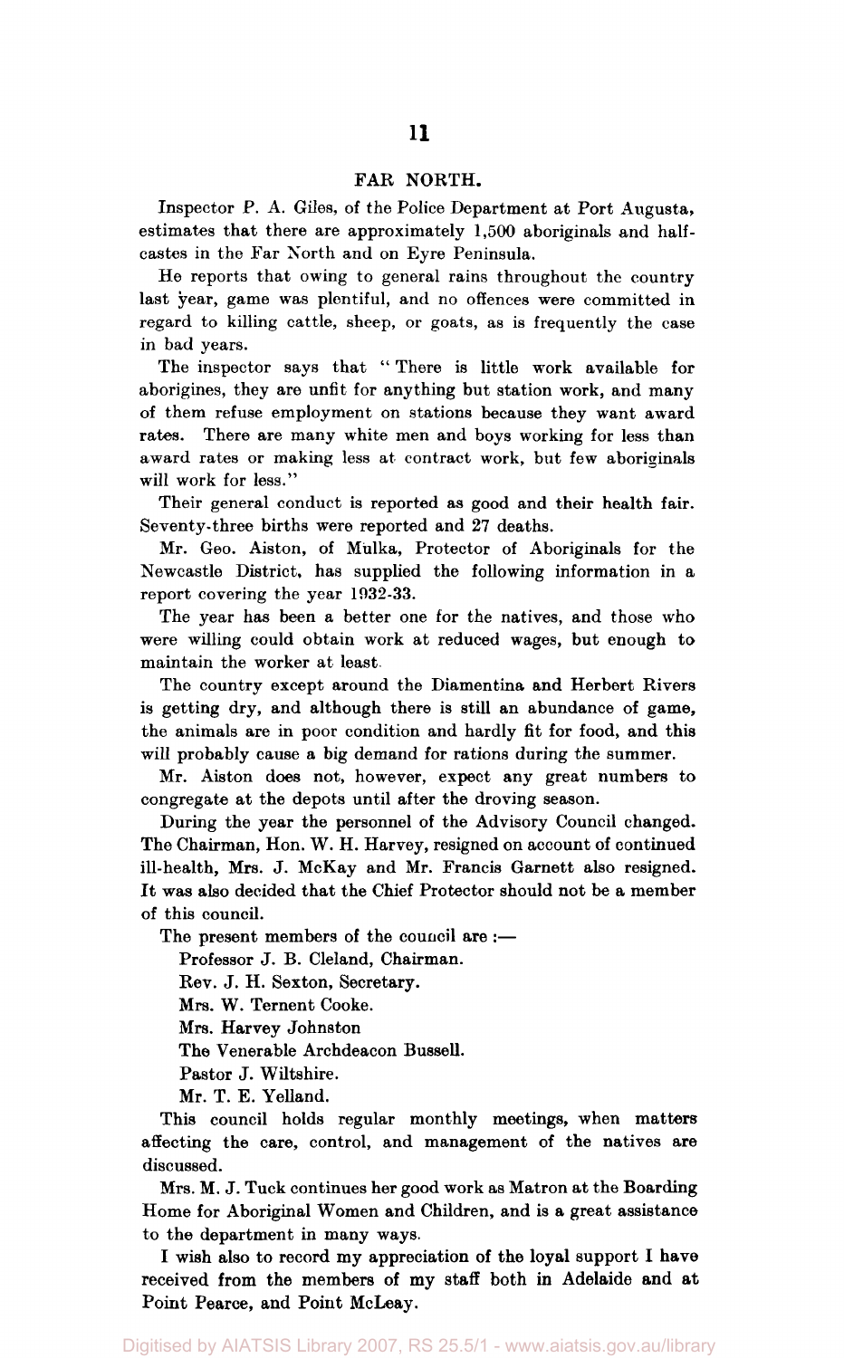## FAR NORTH.

Inspector P. A. Giles, of the Police Department at Port Augusta, estimates that there are approximately 1,500 aboriginals and half-castes in the Far North and on Eyre Peninsula.

He reports that owing to general rains throughout the country last year, game was plentiful, and no offences were committed in regard to killing cattle, sheep, or goats, as is frequently the case in bad years.

The inspector says that " There is little work available for aborigines, they are unfit for anything but station work, and many of them refuse employment on stations because they want award rates. There are many white men and boys working for less than award rates or making less at contract work, but few aboriginals will work for less."

Their general conduct is reported as good and their health fair. Seventy-three births were reported and 27 deaths.

Mr. Geo. Aiston, of Mulka, Protector of Aboriginals for the Newcastle District, has supplied the following information in a report covering the year 1932-33.

The year has been a better one for the natives, and those who were willing could obtain work at reduced wages, but enough to maintain the worker at least.

The country except around the Diamentina and Herbert Rivers is getting dry, and although there is still an abundance of game, the animals are in poor condition and hardly fit for food, and this will probably cause a big demand for rations during the summer.

Mr. Aiston does not, however, expect any great numbers to congregate at the depots until after the droving season.

During the year the personnel of the Advisory Council changed. The Chairman, Hon. W. H. Harvey, resigned on account of continued ill-health, Mrs. J. McKay and Mr. Francis Garnett also resigned. It was also decided that the Chief Protector should not be a member of this council.

The present members of the council are :—

Professor J. B. Cleland, Chairman.
Rev. J. H. Sexton, Secretary.
Mrs. W. Ternent Cooke.
Mrs. Harvey Johnston
The Venerable Archdeacon Bussell.
Pastor J. Wiltshire.
Mr. T. E. Yelland.

This council holds regular monthly meetings, when matters affecting the care, control, and management of the natives are discussed.

Mrs. M. J. Tuck continues her good work as Matron at the Boarding Home for Aboriginal Women and Children, and is a great assistance to the department in many ways.

I wish also to record my appreciation of the loyal support I have received from the members of my staff both in Adelaide and at Point Pearce, and Point McLeay.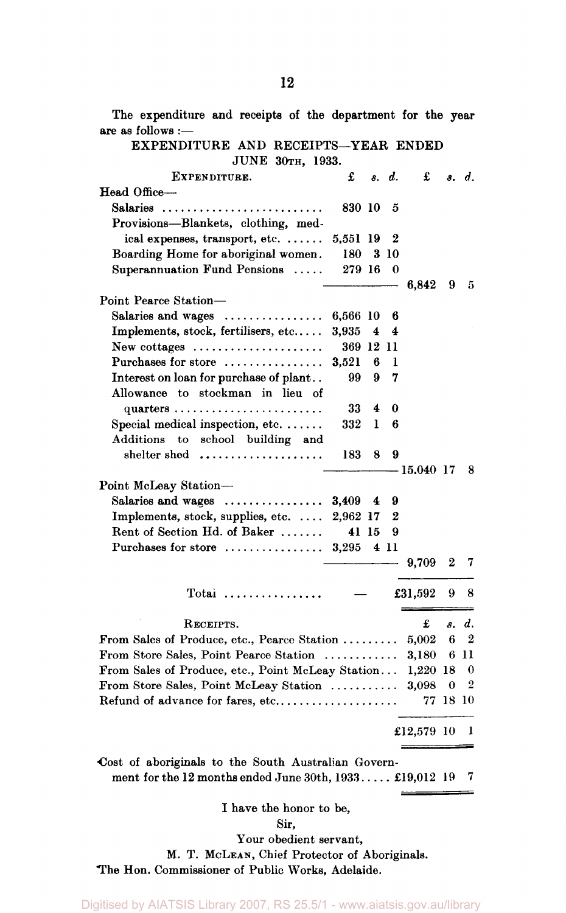The expenditure and receipts of the department for the year are as follows :—

## EXPENDITURE AND RECEIPTS—YEAR ENDED JUNE 30TH, 1933.

| EXPENDITURE. | £ | s. | d. | £ | s. | d. |
|---|---|---|---|---|---|---|
| Head Office— | | | | | | |
| Salaries | 830 | 10 | 5 | | | |
| Provisions—Blankets, clothing, medical expenses, transport, etc. | 5,551 | 19 | 2 | | | |
| Boarding Home for aboriginal women | 180 | 3 | 10 | | | |
| Superannuation Fund Pensions | 279 | 16 | 0 | | | |
| | | | | 6,842 | 9 | 5 |
| Point Pearce Station— | | | | | | |
| Salaries and wages | 6,566 | 10 | 6 | | | |
| Implements, stock, fertilisers, etc. | 3,935 | 4 | 4 | | | |
| New cottages | 369 | 12 | 11 | | | |
| Purchases for store | 3,521 | 6 | 1 | | | |
| Interest on loan for purchase of plant | 99 | 9 | 7 | | | |
| Allowance to stockman in lieu of quarters | 33 | 4 | 0 | | | |
| Special medical inspection, etc. | 332 | 1 | 6 | | | |
| Additions to school building and shelter shed | 183 | 8 | 9 | | | |
| | | | | 15,040 | 17 | 8 |
| Point McLeay Station— | | | | | | |
| Salaries and wages | 3,409 | 4 | 9 | | | |
| Implements, stock, supplies, etc. | 2,962 | 17 | 2 | | | |
| Rent of Section Hd. of Baker | 41 | 15 | 9 | | | |
| Purchases for store | 3,295 | 4 | 11 | | | |
| | | | | 9,709 | 2 | 7 |
| Total | — | | | £31,592 | 9 | 8 |

| RECEIPTS. | £ | s. | d. |
|---|---|---|---|
| From Sales of Produce, etc., Pearce Station | 5,002 | 6 | 2 |
| From Store Sales, Point Pearce Station | 3,180 | 6 | 11 |
| From Sales of Produce, etc., Point McLeay Station | 1,220 | 18 | 0 |
| From Store Sales, Point McLeay Station | 3,098 | 0 | 2 |
| Refund of advance for fares, etc. | 77 | 18 | 10 |
| | £12,579 | 10 | 1 |

| | £ | s. | d. |
|---|---|---|---|
| Cost of aboriginals to the South Australian Government for the 12 months ended June 30th, 1933 | £19,012 | 19 | 7 |

I have the honor to be,

Sir,

Your obedient servant,

M. T. McLEAN, Chief Protector of Aboriginals.

The Hon. Commissioner of Public Works, Adelaide.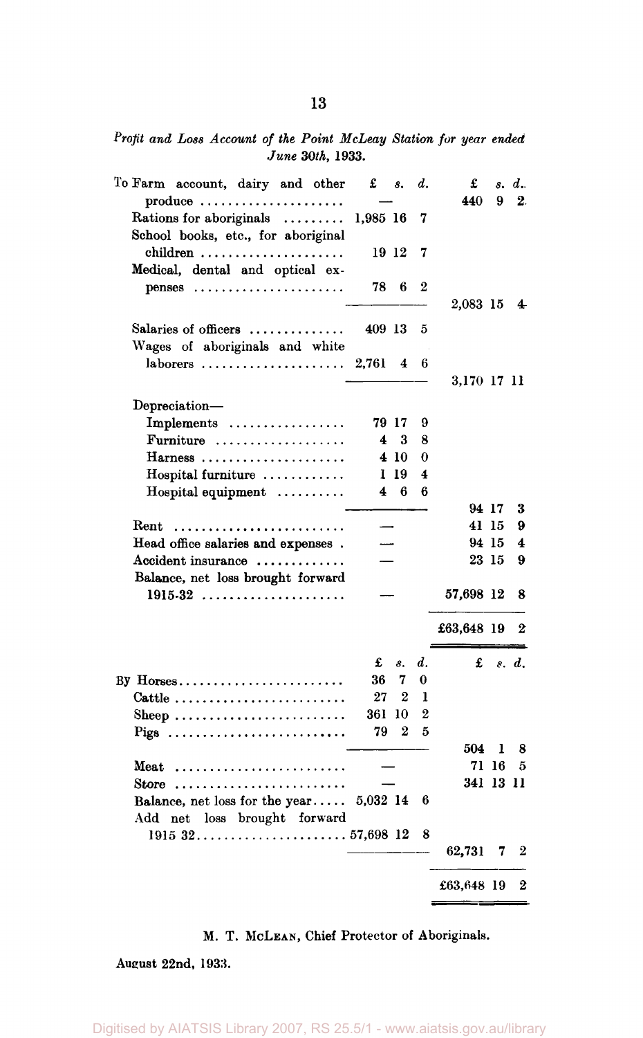*Profit and Loss Account of the Point McLeay Station for year ended June 30th, 1933.*

| | £ s. d. | £ s. d. |
|---|---|---|
| To Farm account, dairy and other produce | — | 440 9 2 |
| Rations for aboriginals | 1,985 16 7 | |
| School books, etc., for aboriginal children | 19 12 7 | |
| Medical, dental and optical expenses | 78 6 2 | |
| | | 2,083 15 4 |
| Salaries of officers | 409 13 5 | |
| Wages of aboriginals and white laborers | 2,761 4 6 | |
| | | 3,170 17 11 |
| Depreciation— | | |
| Implements | 79 17 9 | |
| Furniture | 4 3 8 | |
| Harness | 4 10 0 | |
| Hospital furniture | 1 19 4 | |
| Hospital equipment | 4 6 6 | |
| | | 94 17 3 |
| Rent | — | 41 15 9 |
| Head office salaries and expenses | — | 94 15 4 |
| Accident insurance | — | 23 15 9 |
| Balance, net loss brought forward 1915-32 | — | 57,698 12 8 |
| | | £63,648 19 2 |

| | £ s. d. | £ s. d. |
|---|---|---|
| By Horses | 36 7 0 | |
| Cattle | 27 2 1 | |
| Sheep | 361 10 2 | |
| Pigs | 79 2 5 | |
| | | 504 1 8 |
| Meat | — | 71 16 5 |
| Store | — | 341 13 11 |
| Balance, net loss for the year | 5,032 14 6 | |
| Add net loss brought forward 1915 32 | 57,698 12 8 | |
| | | 62,731 7 2 |
| | | £63,648 19 2 |

M. T. McLEAN, Chief Protector of Aboriginals.

August 22nd, 1933.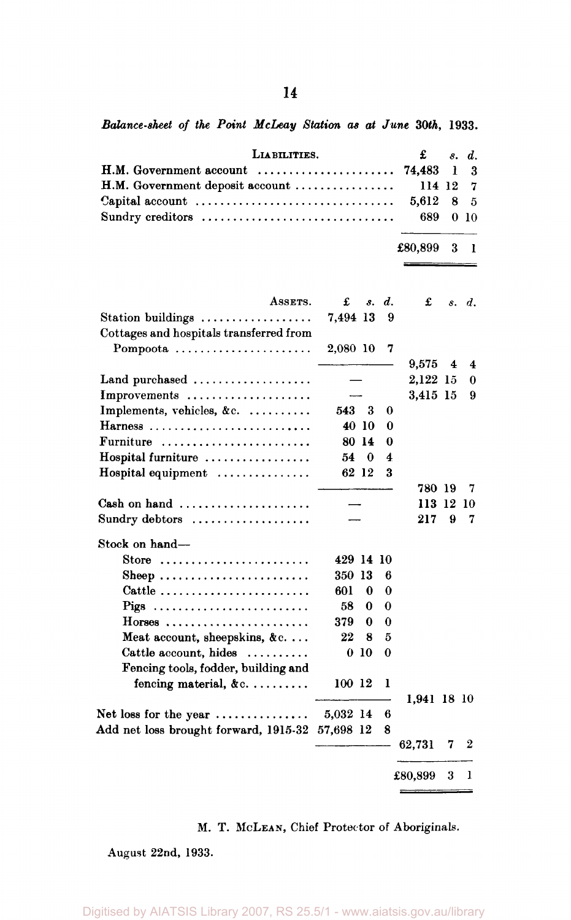*Balance-sheet of the Point McLeay Station as at June 30th, 1933.*

| Liabilities. | £ s. d. |
|---|---|
| H.M. Government account | 74,483 1 3 |
| H.M. Government deposit account | 114 12 7 |
| Capital account | 5,612 8 5 |
| Sundry creditors | 689 0 10 |
| | £80,899 3 1 |

| Assets. | £ s. d. | £ s. d. |
|---|---|---|
| Station buildings | 7,494 13 9 | |
| Cottages and hospitals transferred from Pompoota | 2,080 10 7 | |
| | | 9,575 4 4 |
| Land purchased | — | 2,122 15 0 |
| Improvements | — | 3,415 15 9 |
| Implements, vehicles, &c. | 543 3 0 | |
| Harness | 40 10 0 | |
| Furniture | 80 14 0 | |
| Hospital furniture | 54 0 4 | |
| Hospital equipment | 62 12 3 | |
| | | 780 19 7 |
| Cash on hand | — | 113 12 10 |
| Sundry debtors | — | 217 9 7 |
| Stock on hand— | | |
| Store | 429 14 10 | |
| Sheep | 350 13 6 | |
| Cattle | 601 0 0 | |
| Pigs | 58 0 0 | |
| Horses | 379 0 0 | |
| Meat account, sheepskins, &c. | 22 8 5 | |
| Cattle account, hides | 0 10 0 | |
| Fencing tools, fodder, building and fencing material, &c. | 100 12 1 | |
| | | 1,941 18 10 |
| Net loss for the year | 5,032 14 6 | |
| Add net loss brought forward, 1915-32 | 57,698 12 8 | |
| | | 62,731 7 2 |
| | | £80,899 3 1 |

M. T. McLean, Chief Protector of Aboriginals.

August 22nd, 1933.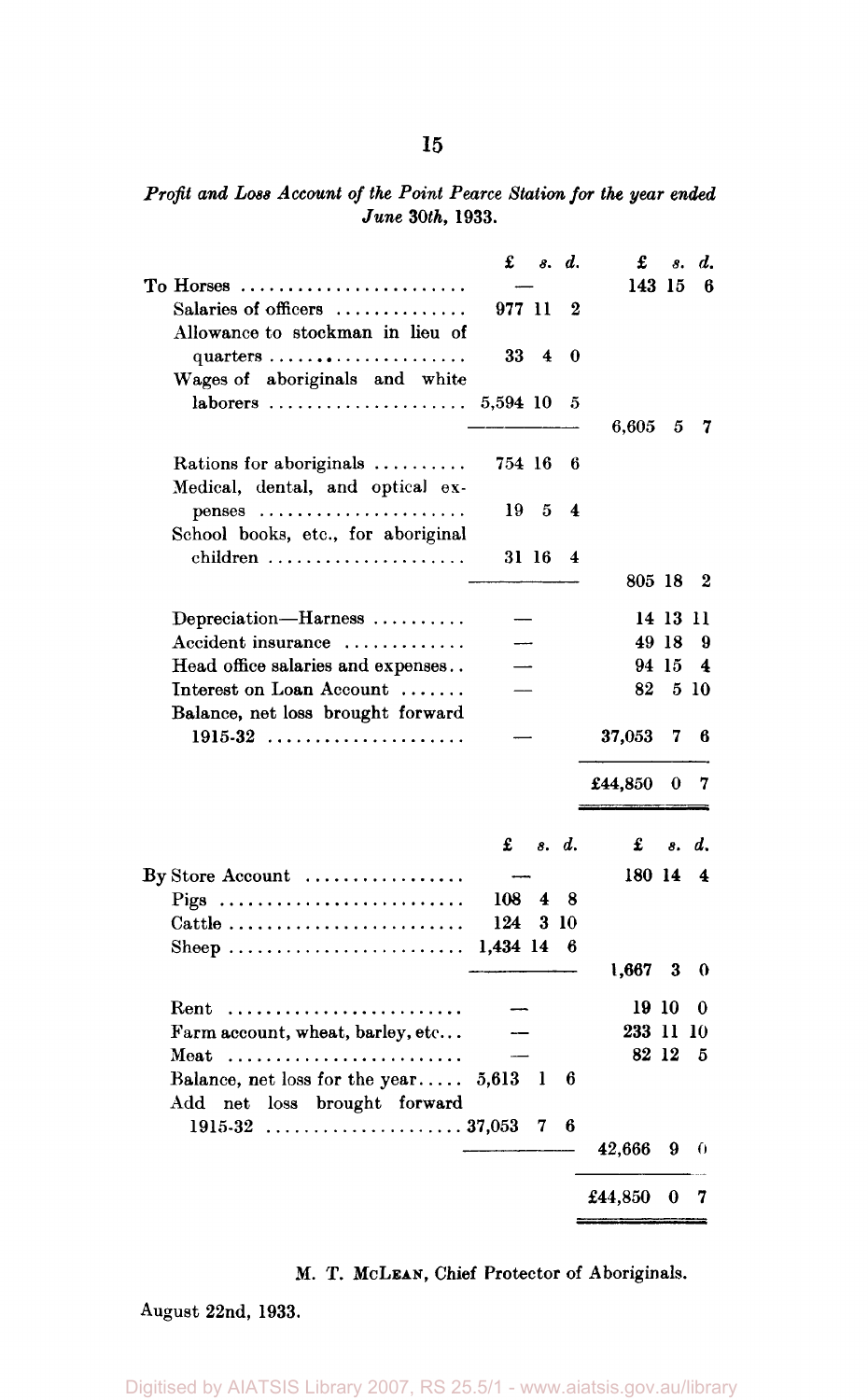*Profit and Loss Account of the Point Pearce Station for the year ended June 30th, 1933.*

| | £ s. d. | £ s. d. |
|---|---|---|
| To Horses | — | 143 15 6 |
| Salaries of officers | 977 11 2 | |
| Allowance to stockman in lieu of quarters | 33 4 0 | |
| Wages of aboriginals and white laborers | 5,594 10 5 | |
| | | 6,605 5 7 |
| Rations for aboriginals | 754 16 6 | |
| Medical, dental, and optical expenses | 19 5 4 | |
| School books, etc., for aboriginal children | 31 16 4 | |
| | | 805 18 2 |
| Depreciation—Harness | — | 14 13 11 |
| Accident insurance | — | 49 18 9 |
| Head office salaries and expenses | — | 94 15 4 |
| Interest on Loan Account | — | 82 5 10 |
| Balance, net loss brought forward 1915-32 | — | 37,053 7 6 |
| | | £44,850 0 7 |

| | £ s. d. | £ s. d. |
|---|---|---|
| By Store Account | — | 180 14 4 |
| Pigs | 108 4 8 | |
| Cattle | 124 3 10 | |
| Sheep | 1,434 14 6 | |
| | | 1,667 3 0 |
| Rent | — | 19 10 0 |
| Farm account, wheat, barley, etc. | — | 233 11 10 |
| Meat | — | 82 12 5 |
| Balance, net loss for the year | 5,613 1 6 | |
| Add net loss brought forward 1915-32 | 37,053 7 6 | |
| | | 42,666 9 0 |
| | | £44,850 0 7 |

M. T. McLean, Chief Protector of Aboriginals.

August 22nd, 1933.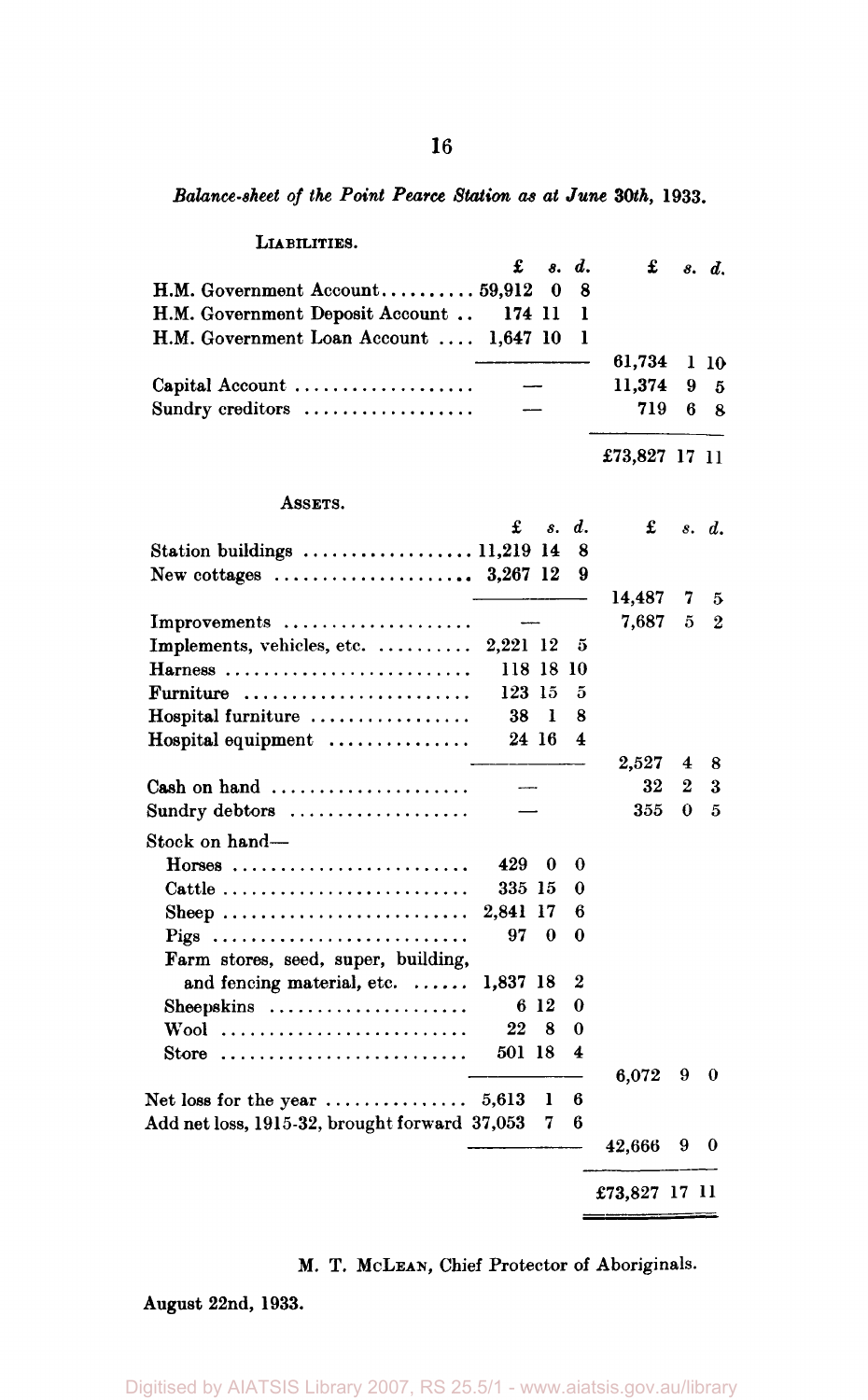*Balance-sheet of the Point Pearce Station as at June 30th, 1933.*

LIABILITIES.

| | £ s. d. | £ s. d. |
|---|---|---|
| H.M. Government Account | 59,912 0 8 | |
| H.M. Government Deposit Account | 174 11 1 | |
| H.M. Government Loan Account | 1,647 10 1 | |
| | | 61,734 1 10 |
| Capital Account | — | 11,374 9 5 |
| Sundry creditors | — | 719 6 8 |
| | | £73,827 17 11 |

ASSETS.

| | £ s. d. | £ s. d. |
|---|---|---|
| Station buildings | 11,219 14 8 | |
| New cottages | 3,267 12 9 | |
| | | 14,487 7 5 |
| Improvements | — | 7,687 5 2 |
| Implements, vehicles, etc. | 2,221 12 5 | |
| Harness | 118 18 10 | |
| Furniture | 123 15 5 | |
| Hospital furniture | 38 1 8 | |
| Hospital equipment | 24 16 4 | |
| | | 2,527 4 8 |
| Cash on hand | — | 32 2 3 |
| Sundry debtors | — | 355 0 5 |
| Stock on hand— | | |
| Horses | 429 0 0 | |
| Cattle | 335 15 0 | |
| Sheep | 2,841 17 6 | |
| Pigs | 97 0 0 | |
| Farm stores, seed, super, building, and fencing material, etc. | 1,837 18 2 | |
| Sheepskins | 6 12 0 | |
| Wool | 22 8 0 | |
| Store | 501 18 4 | |
| | | 6,072 9 0 |
| Net loss for the year | 5,613 1 6 | |
| Add net loss, 1915-32, brought forward | 37,053 7 6 | |
| | | 42,666 9 0 |
| | | £73,827 17 11 |

M. T. McLEAN, Chief Protector of Aboriginals.

August 22nd, 1933.

Digitised by AIATSIS Library 2007, RS 25.5/1 - www.aiatsis.gov.au/library